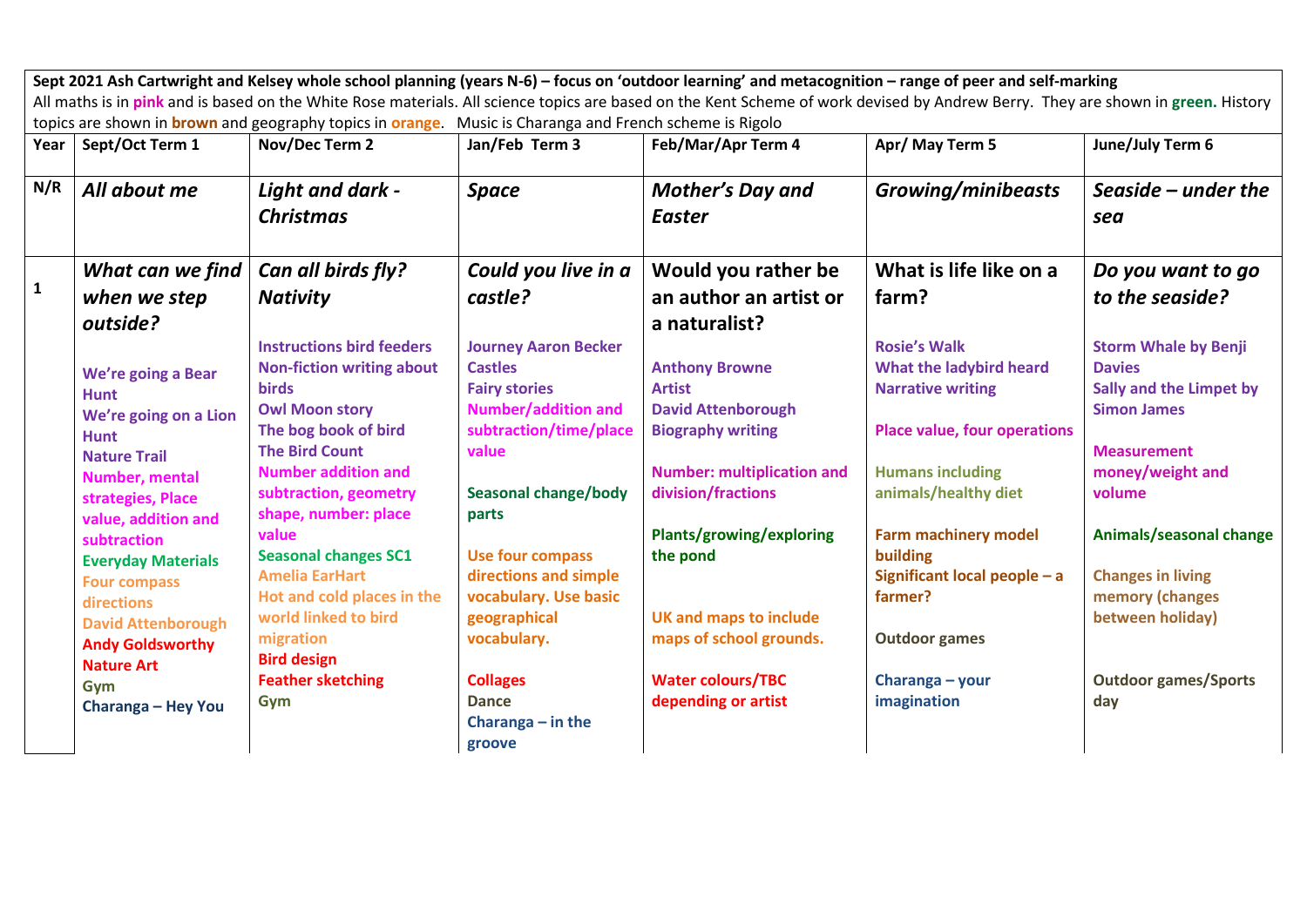**Sept 2021 Ash Cartwright and Kelsey whole school planning (years N-6) – focus on 'outdoor learning' and metacognition – range of peer and self-marking**

All maths is in **pink** and is based on the White Rose materials. All science topics are based on the Kent Scheme of work devised by Andrew Berry. They are shown in **green.** History topics are shown in **brown** and geography topics in **orange**. Music is Charanga and French scheme is Rigolo

| Year | Sept/Oct Term 1 | Nov/Dec Term 2 | Jan/Feb Term 3 | Feb/Mar/Apr Term 4 | Apr/ May Term 5 | June/July Term 6 |
|---|---|---|---|---|---|---|
| N/R | ***All about me*** | ***Light and dark - Christmas*** | ***Space*** | ***Mother's Day and Easter*** | ***Growing/minibeasts*** | ***Seaside – under the sea*** |
| 1 | ***What can we find when we step outside?***<br><br>**We're going a Bear Hunt**<br>**We're going on a Lion Hunt**<br>**Nature Trail**<br>**Number, mental strategies, Place value, addition and subtraction**<br>**Everyday Materials**<br>**Four compass directions**<br>**David Attenborough**<br>**Andy Goldsworthy**<br>**Nature Art**<br>**Gym**<br>**Charanga – Hey You** | ***Can all birds fly? Nativity***<br><br>**Instructions bird feeders**<br>**Non-fiction writing about birds**<br>**Owl Moon story**<br>**The bog book of bird**<br>**The Bird Count**<br>**Number addition and subtraction, geometry shape, number: place value**<br>**Seasonal changes SC1**<br>**Amelia EarHart**<br>**Hot and cold places in the world linked to bird migration**<br>**Bird design**<br>**Feather sketching**<br>**Gym** | ***Could you live in a castle?***<br><br>**Journey Aaron Becker**<br>**Castles**<br>**Fairy stories**<br>**Number/addition and subtraction/time/place value**<br><br>**Seasonal change/body parts**<br><br>**Use four compass directions and simple vocabulary. Use basic geographical vocabulary.**<br><br>**Collages**<br>**Dance**<br>**Charanga – in the groove** | **Would you rather be an author an artist or a naturalist?**<br><br>**Anthony Browne**<br>**Artist**<br>**David Attenborough**<br>**Biography writing**<br><br>**Number: multiplication and division/fractions**<br><br>**Plants/growing/exploring the pond**<br><br>**UK and maps to include maps of school grounds.**<br><br>**Water colours/TBC depending or artist** | **What is life like on a farm?**<br><br>**Rosie's Walk**<br>**What the ladybird heard**<br>**Narrative writing**<br><br>**Place value, four operations**<br><br>**Humans including animals/healthy diet**<br><br>**Farm machinery model building**<br>**Significant local people – a farmer?**<br><br>**Outdoor games**<br><br>**Charanga – your imagination** | ***Do you want to go to the seaside?***<br><br>**Storm Whale by Benji Davies**<br>**Sally and the Limpet by Simon James**<br><br>**Measurement money/weight and volume**<br><br>**Animals/seasonal change**<br><br>**Changes in living memory (changes between holiday)**<br><br>**Outdoor games/Sports day** |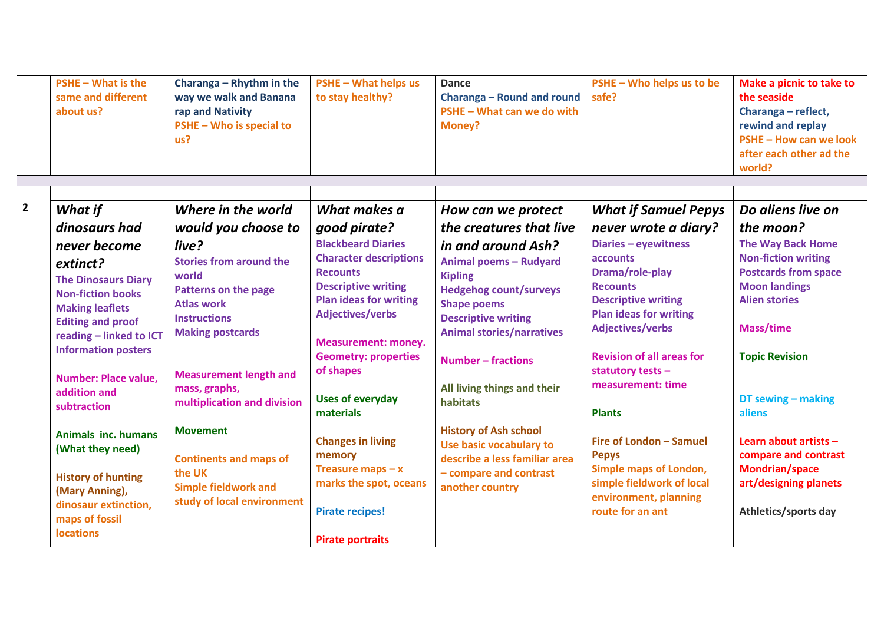| | | | | | | |
|---|---|---|---|---|---|---|
| | PSHE – What is the same and different about us? | Charanga – Rhythm in the way we walk and Banana rap and Nativity<br>PSHE – Who is special to us? | PSHE – What helps us to stay healthy? | Dance<br>Charanga – Round and round<br>PSHE – What can we do with Money? | PSHE – Who helps us to be safe? | Make a picnic to take to the seaside<br>Charanga – reflect, rewind and replay<br>PSHE – How can we look after each other ad the world? |
| | | | | | | |
| | | | | | | |
| 2 | ***What if dinosaurs had never become extinct?***<br>The Dinosaurs Diary<br>Non-fiction books<br>Making leaflets<br>Editing and proof reading – linked to ICT<br>Information posters<br><br>Number: Place value, addition and subtraction<br><br>Animals inc. humans (What they need)<br><br>History of hunting (Mary Anning), dinosaur extinction, maps of fossil locations | ***Where in the world would you choose to live?***<br>Stories from around the world<br>Patterns on the page<br>Atlas work<br>Instructions<br>Making postcards<br><br>Measurement length and mass, graphs, multiplication and division<br><br>Movement<br><br>Continents and maps of the UK<br>Simple fieldwork and study of local environment | ***What makes a good pirate?***<br>Blackbeard Diaries<br>Character descriptions<br>Recounts<br>Descriptive writing<br>Plan ideas for writing<br>Adjectives/verbs<br><br>Measurement: money. Geometry: properties of shapes<br><br>Uses of everyday materials<br><br>Changes in living memory<br>Treasure maps – x marks the spot, oceans<br><br>Pirate recipes!<br><br>Pirate portraits | ***How can we protect the creatures that live in and around Ash?***<br>Animal poems – Rudyard Kipling<br>Hedgehog count/surveys<br>Shape poems<br>Descriptive writing<br>Animal stories/narratives<br><br>Number – fractions<br><br>All living things and their habitats<br><br>History of Ash school<br>Use basic vocabulary to describe a less familiar area – compare and contrast another country | ***What if Samuel Pepys never wrote a diary?***<br>Diaries – eyewitness accounts<br>Drama/role-play<br>Recounts<br>Descriptive writing<br>Plan ideas for writing<br>Adjectives/verbs<br><br>Revision of all areas for statutory tests – measurement: time<br><br>Plants<br><br>Fire of London – Samuel Pepys<br>Simple maps of London, simple fieldwork of local environment, planning route for an ant | ***Do aliens live on the moon?***<br>The Way Back Home<br>Non-fiction writing<br>Postcards from space<br>Moon landings<br>Alien stories<br><br>Mass/time<br><br>Topic Revision<br><br>DT sewing – making aliens<br><br>Learn about artists – compare and contrast Mondrian/space art/designing planets<br><br>Athletics/sports day |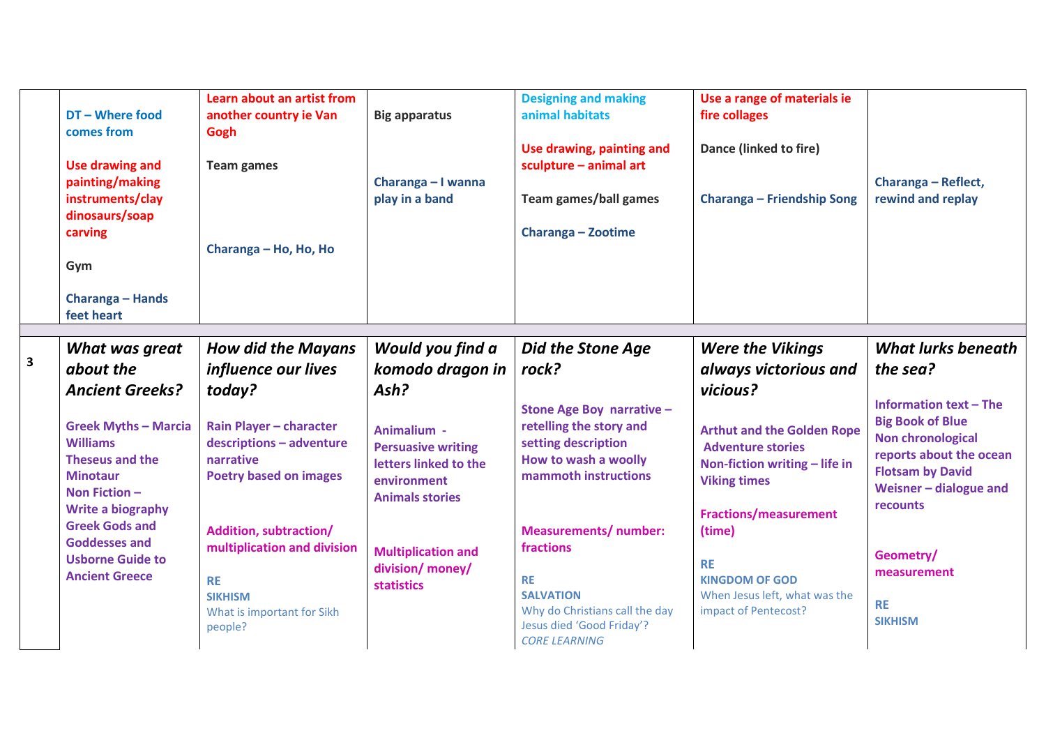|  |  |  |  |  |  |  |
|---|---|---|---|---|---|---|
|  | DT – Where food comes from<br><br>Use drawing and painting/making instruments/clay dinosaurs/soap carving<br><br>Gym<br><br>Charanga – Hands feet heart | Learn about an artist from another country ie Van Gogh<br><br>Team games<br><br>Charanga – Ho, Ho, Ho | Big apparatus<br><br>Charanga – I wanna play in a band | Designing and making animal habitats<br><br>Use drawing, painting and sculpture – animal art<br><br>Team games/ball games<br><br>Charanga – Zootime | Use a range of materials ie fire collages<br><br>Dance (linked to fire)<br><br>Charanga – Friendship Song | Charanga – Reflect, rewind and replay |
|  |  |  |  |  |  |  |
| 3 | ***What was great about the Ancient Greeks?***<br><br>Greek Myths – Marcia Williams<br>Theseus and the Minotaur<br>Non Fiction – Write a biography<br>Greek Gods and Goddesses and Usborne Guide to Ancient Greece | ***How did the Mayans influence our lives today?***<br><br>Rain Player – character descriptions – adventure narrative<br>Poetry based on images<br><br>Addition, subtraction/ multiplication and division<br><br>RE<br>SIKHISM<br>What is important for Sikh people? | ***Would you find a komodo dragon in Ash?***<br><br>Animalium - Persuasive writing letters linked to the environment<br>Animals stories<br><br>Multiplication and division/ money/ statistics | ***Did the Stone Age rock?***<br><br>Stone Age Boy narrative – retelling the story and setting description<br>How to wash a woolly mammoth instructions<br><br>Measurements/ number: fractions<br><br>RE<br>SALVATION<br>Why do Christians call the day Jesus died 'Good Friday'?<br>*CORE LEARNING* | ***Were the Vikings always victorious and vicious?***<br><br>Arthut and the Golden Rope Adventure stories<br>Non-fiction writing – life in Viking times<br><br>Fractions/measurement (time)<br><br>RE<br>KINGDOM OF GOD<br>When Jesus left, what was the impact of Pentecost? | ***What lurks beneath the sea?***<br><br>Information text – The Big Book of Blue<br>Non chronological reports about the ocean<br>Flotsam by David Weisner – dialogue and recounts<br><br>Geometry/ measurement<br><br>RE<br>SIKHISM |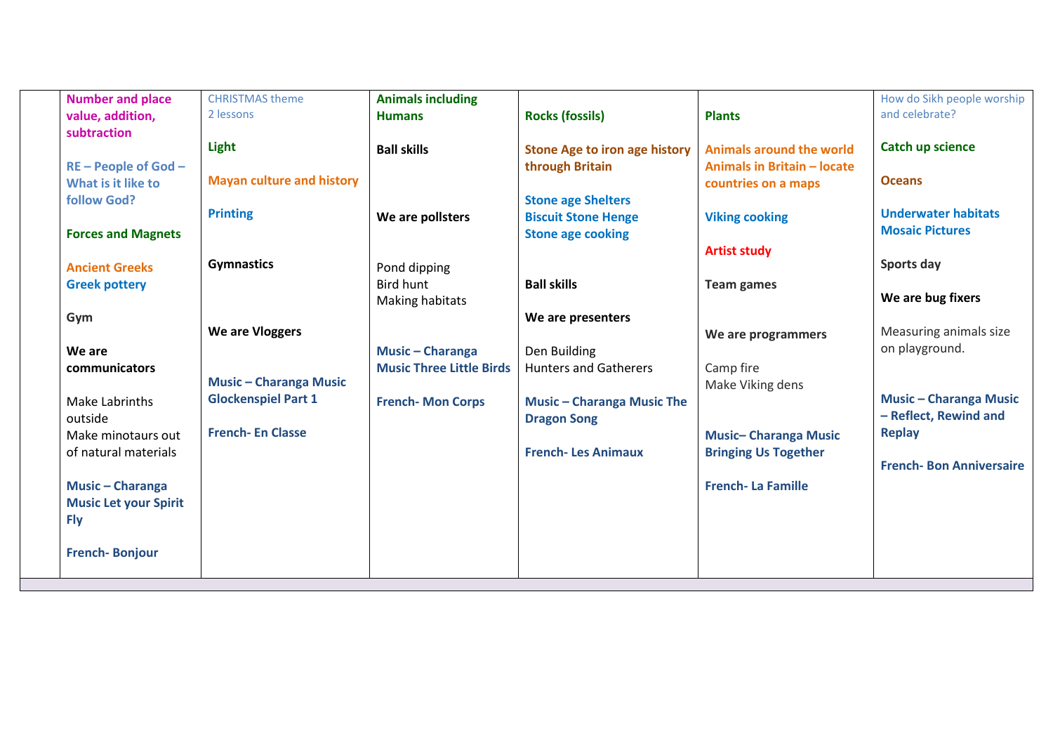| | | | | | | |
|---|---|---|---|---|---|---|
| | **Number and place value, addition, subtraction**<br><br>**RE – People of God – What is it like to follow God?**<br><br>**Forces and Magnets**<br><br>**Ancient Greeks**<br>**Greek pottery**<br><br>**Gym**<br><br>**We are communicators**<br><br>Make Labrinths outside<br>Make minotaurs out of natural materials<br><br>**Music – Charanga Music Let your Spirit Fly**<br><br>**French- Bonjour** | CHRISTMAS theme<br>2 lessons<br><br>**Light**<br><br>**Mayan culture and history**<br><br>**Printing**<br><br>**Gymnastics**<br><br>**We are Vloggers**<br><br>**Music – Charanga Music Glockenspiel Part 1**<br><br>**French- En Classe** | **Animals including Humans**<br><br>**Ball skills**<br><br>**We are pollsters**<br><br>Pond dipping<br>Bird hunt<br>Making habitats<br><br>**Music – Charanga Music Three Little Birds**<br><br>**French- Mon Corps** | **Rocks (fossils)**<br><br>**Stone Age to iron age history through Britain**<br><br>**Stone age Shelters**<br>**Biscuit Stone Henge**<br>**Stone age cooking**<br><br>**Ball skills**<br><br>**We are presenters**<br><br>Den Building<br>Hunters and Gatherers<br><br>**Music – Charanga Music The Dragon Song**<br><br>**French- Les Animaux** | **Plants**<br><br>**Animals around the world**<br>**Animals in Britain – locate countries on a maps**<br><br>**Viking cooking**<br><br>**Artist study**<br><br>**Team games**<br><br>**We are programmers**<br><br>Camp fire<br>Make Viking dens<br><br>**Music– Charanga Music Bringing Us Together**<br><br>**French- La Famille** | How do Sikh people worship and celebrate?<br><br>**Catch up science**<br><br>**Oceans**<br><br>**Underwater habitats**<br>**Mosaic Pictures**<br><br>**Sports day**<br><br>**We are bug fixers**<br><br>Measuring animals size on playground.<br><br>**Music – Charanga Music – Reflect, Rewind and Replay**<br><br>**French- Bon Anniversaire** |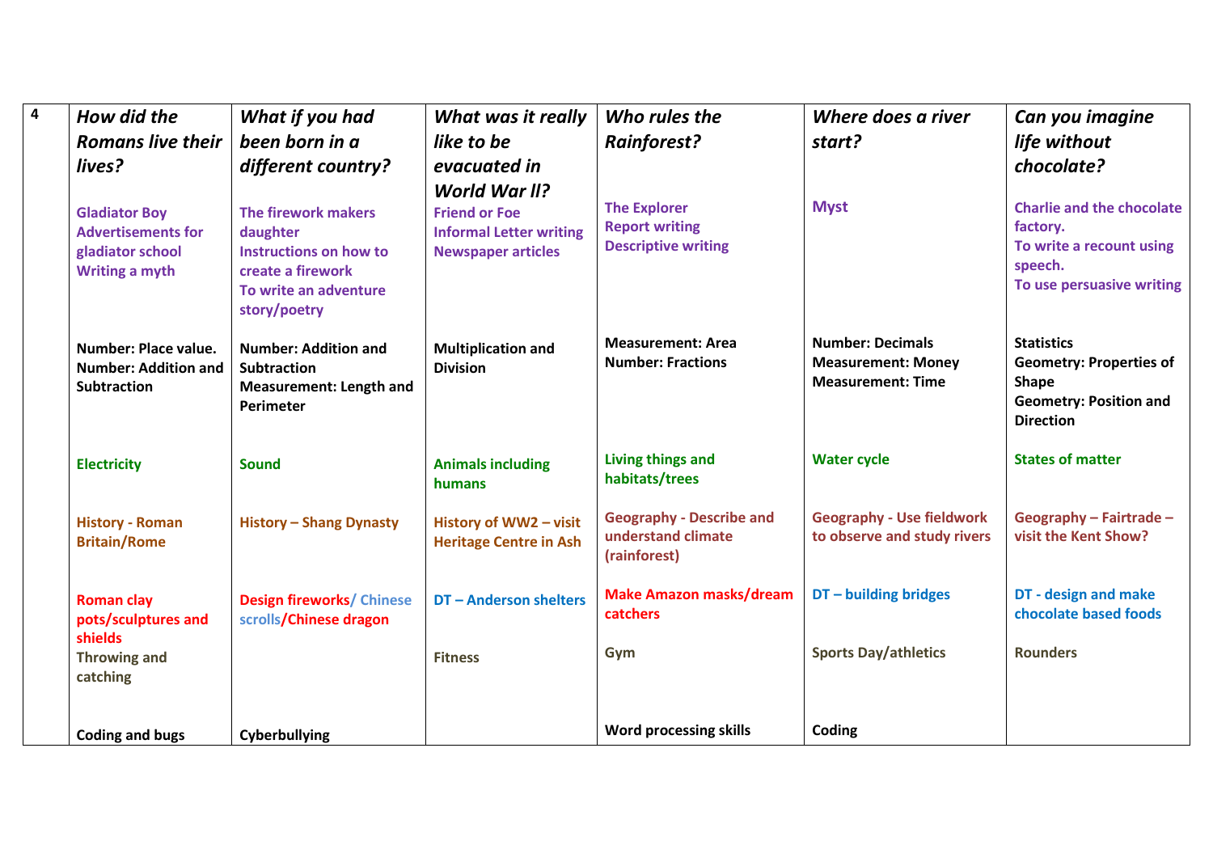| 4 | *How did the Romans live their lives?* | *What if you had been born in a different country?* | *What was it really like to be evacuated in World War II?* | *Who rules the Rainforest?* | *Where does a river start?* | *Can you imagine life without chocolate?* |
|---|---|---|---|---|---|---|
| | **Gladiator Boy**<br>**Advertisements for gladiator school**<br>**Writing a myth** | **The firework makers daughter**<br>**Instructions on how to create a firework**<br>**To write an adventure story/poetry** | **Friend or Foe**<br>**Informal Letter writing**<br>**Newspaper articles** | **The Explorer**<br>**Report writing**<br>**Descriptive writing** | **Myst** | **Charlie and the chocolate factory.**<br>**To write a recount using speech.**<br>**To use persuasive writing** |
| | **Number: Place value.**<br>**Number: Addition and Subtraction** | **Number: Addition and Subtraction**<br>**Measurement: Length and Perimeter** | **Multiplication and Division** | **Measurement: Area**<br>**Number: Fractions** | **Number: Decimals**<br>**Measurement: Money**<br>**Measurement: Time** | **Statistics**<br>**Geometry: Properties of Shape**<br>**Geometry: Position and Direction** |
| | **Electricity** | **Sound** | **Animals including humans** | **Living things and habitats/trees** | **Water cycle** | **States of matter** |
| | **History - Roman Britain/Rome** | **History – Shang Dynasty** | **History of WW2 – visit Heritage Centre in Ash** | **Geography - Describe and understand climate (rainforest)** | **Geography - Use fieldwork to observe and study rivers** | **Geography – Fairtrade – visit the Kent Show?** |
| | **Roman clay pots/sculptures and shields** | **Design fireworks/ Chinese scrolls/Chinese dragon** | **DT – Anderson shelters** | **Make Amazon masks/dream catchers** | **DT – building bridges** | **DT - design and make chocolate based foods** |
| | **Throwing and catching** | | **Fitness** | **Gym** | **Sports Day/athletics** | **Rounders** |
| | **Coding and bugs** | **Cyberbullying** | | **Word processing skills** | **Coding** | |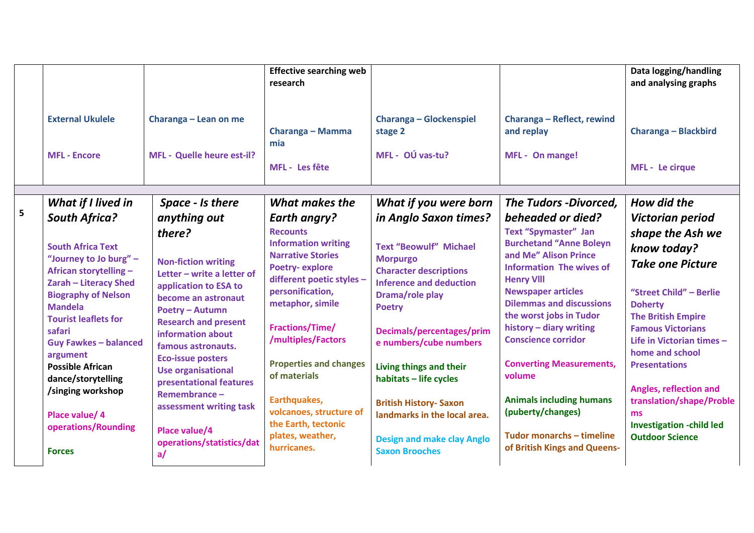| | | | | | | |
|---|---|---|---|---|---|---|
| | External Ukulele<br><br>MFL - Encore | Charanga – Lean on me<br><br>MFL - Quelle heure est-il? | Effective searching web research<br><br>Charanga – Mamma mia<br><br>MFL - Les fête | Charanga – Glockenspiel stage 2<br><br>MFL - OÚ vas-tu? | Charanga – Reflect, rewind and replay<br><br>MFL - On mange! | Data logging/handling and analysing graphs<br><br>Charanga – Blackbird<br><br>MFL - Le cirque |
| 5 | ***What if I lived in South Africa?***<br><br>South Africa Text "Journey to Jo burg" – African storytelling – Zarah – Literacy Shed<br>Biography of Nelson Mandela<br>Tourist leaflets for safari<br>Guy Fawkes – balanced argument<br>**Possible African dance/storytelling /singing workshop**<br><br>Place value/ 4 operations/Rounding<br><br>Forces | ***Space - Is there anything out there?***<br><br>Non-fiction writing<br>Letter – write a letter of application to ESA to become an astronaut<br>Poetry – Autumn<br>Research and present information about famous astronauts.<br>Eco-issue posters<br>Use organisational presentational features<br>Remembrance – assessment writing task<br><br>Place value/4 operations/statistics/data/ | ***What makes the Earth angry?***<br>Recounts<br>Information writing<br>Narrative Stories<br>Poetry- explore different poetic styles – personification, metaphor, simile<br><br>Fractions/Time/ /multiples/Factors<br><br>Properties and changes of materials<br><br>Earthquakes, volcanoes, structure of the Earth, tectonic plates, weather, hurricanes. | ***What if you were born in Anglo Saxon times?***<br><br>Text "Beowulf" Michael Morpurgo<br>Character descriptions<br>Inference and deduction<br>Drama/role play<br>Poetry<br><br>Decimals/percentages/prime numbers/cube numbers<br><br>Living things and their habitats – life cycles<br><br>British History- Saxon landmarks in the local area.<br><br>Design and make clay Anglo Saxon Brooches | ***The Tudors -Divorced, beheaded or died?***<br>Text "Spymaster" Jan Burchetand "Anne Boleyn and Me" Alison Prince<br>Information The wives of Henry VIII<br>Newspaper articles<br>Dilemmas and discussions the worst jobs in Tudor history – diary writing<br>Conscience corridor<br><br>Converting Measurements, volume<br><br>Animals including humans (puberty/changes)<br><br>Tudor monarchs – timeline of British Kings and Queens- | ***How did the Victorian period shape the Ash we know today? Take one Picture***<br><br>"Street Child" – Berlie Doherty<br>The British Empire<br>Famous Victorians<br>Life in Victorian times – home and school<br>Presentations<br><br>Angles, reflection and translation/shape/Problems<br>Investigation -child led<br>Outdoor Science |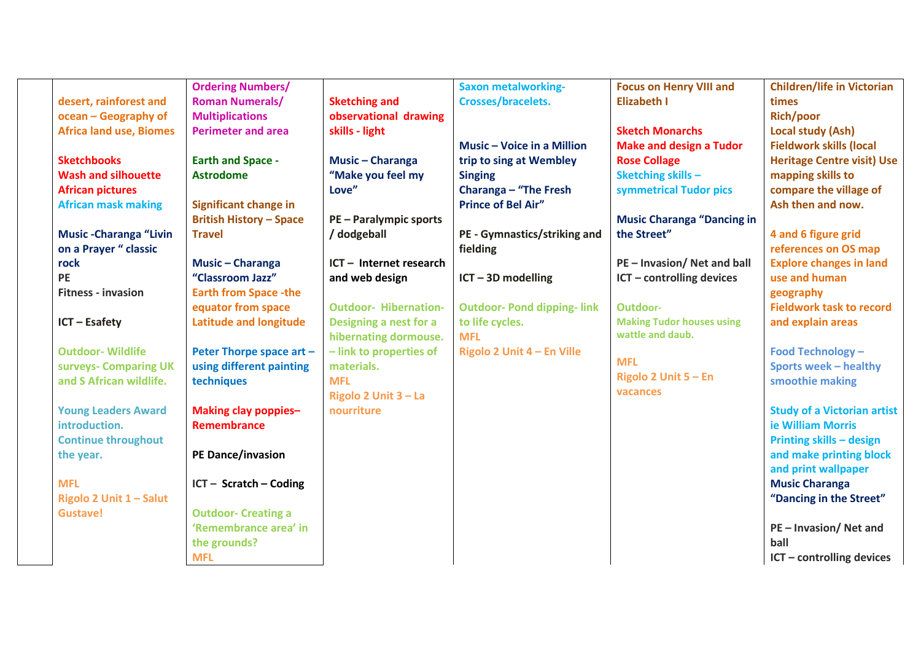| | | | | | | |
|---|---|---|---|---|---|---|
| | desert, rainforest and ocean – Geography of Africa land use, Biomes<br><br>Sketchbooks<br>Wash and silhouette African pictures<br>African mask making<br><br>Music -Charanga "Livin on a Prayer " classic rock<br>PE<br>Fitness - invasion<br><br>ICT – Esafety<br><br>Outdoor- Wildlife surveys- Comparing UK and S African wildlife.<br><br>Young Leaders Award introduction. Continue throughout the year.<br><br>MFL<br>Rigolo 2 Unit 1 – Salut Gustave! | Ordering Numbers/ Roman Numerals/ Multiplications<br>Perimeter and area<br><br>Earth and Space - Astrodome<br><br>Significant change in British History – Space Travel<br><br>Music – Charanga "Classroom Jazz"<br>Earth from Space -the equator from space<br>Latitude and longitude<br><br>Peter Thorpe space art – using different painting techniques<br><br>Making clay poppies– Remembrance<br><br>PE Dance/invasion<br><br>ICT – Scratch – Coding<br><br>Outdoor- Creating a 'Remembrance area' in the grounds?<br>MFL | Sketching and observational drawing skills - light<br><br>Music – Charanga "Make you feel my Love"<br><br>PE – Paralympic sports / dodgeball<br><br>ICT – Internet research and web design<br><br>Outdoor- Hibernation- Designing a nest for a hibernating dormouse. – link to properties of materials.<br>MFL<br>Rigolo 2 Unit 3 – La nourriture | Saxon metalworking- Crosses/bracelets.<br><br>Music – Voice in a Million trip to sing at Wembley<br>Singing<br>Charanga – "The Fresh Prince of Bel Air"<br><br>PE - Gymnastics/striking and fielding<br><br>ICT – 3D modelling<br><br>Outdoor- Pond dipping- link to life cycles.<br>MFL<br>Rigolo 2 Unit 4 – En Ville | Focus on Henry VIII and Elizabeth I<br><br>Sketch Monarchs<br>Make and design a Tudor Rose Collage<br>Sketching skills – symmetrical Tudor pics<br><br>Music Charanga "Dancing in the Street"<br><br>PE – Invasion/ Net and ball<br>ICT – controlling devices<br><br>Outdoor-<br>Making Tudor houses using wattle and daub.<br><br>MFL<br>Rigolo 2 Unit 5 – En vacances | Children/life in Victorian times<br>Rich/poor<br>Local study (Ash)<br>Fieldwork skills (local Heritage Centre visit) Use mapping skills to compare the village of Ash then and now.<br><br>4 and 6 figure grid references on OS map<br>Explore changes in land use and human geography<br>Fieldwork task to record and explain areas<br><br>Food Technology – Sports week – healthy smoothie making<br><br>Study of a Victorian artist ie William Morris<br>Printing skills – design and make printing block and print wallpaper<br>Music Charanga "Dancing in the Street"<br><br>PE – Invasion/ Net and ball<br>ICT – controlling devices |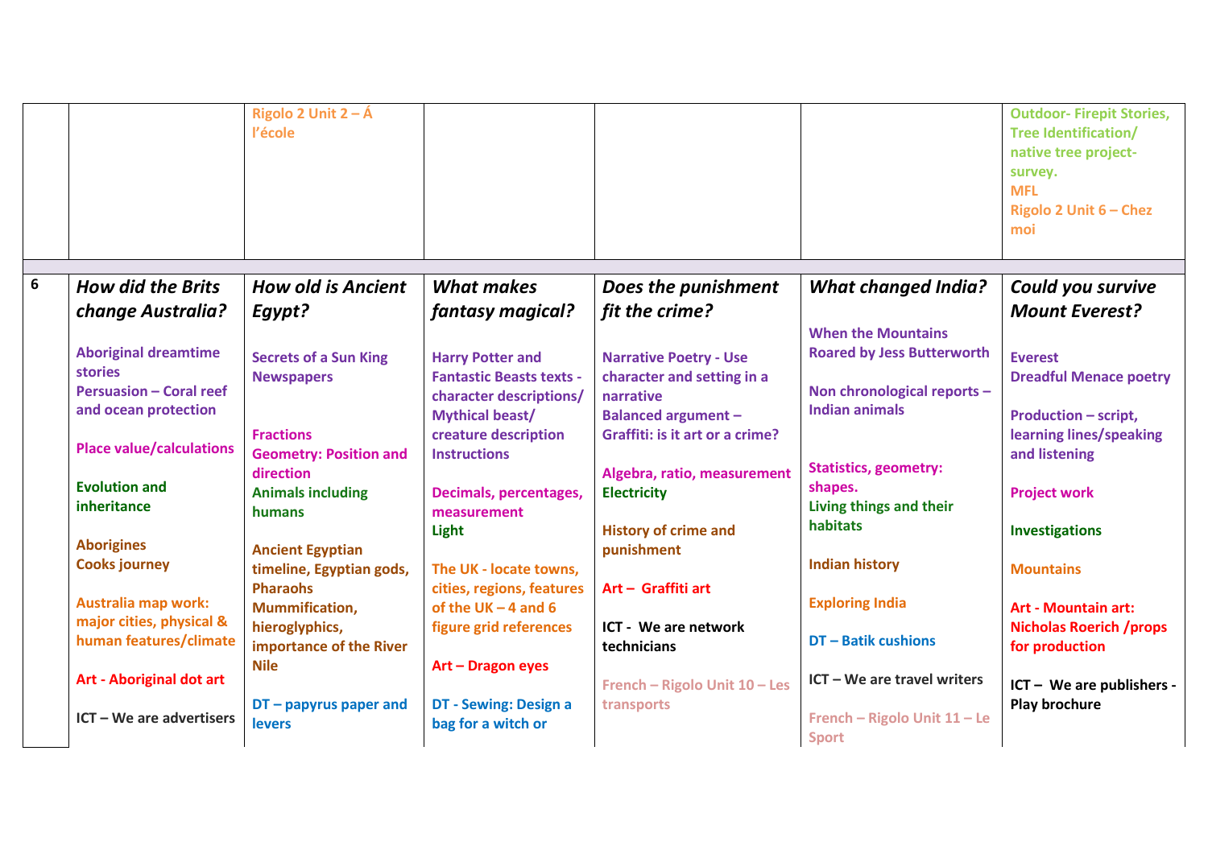| | | | | | | |
|---|---|---|---|---|---|---|
| | | Rigolo 2 Unit 2 – Á l'école | | | | Outdoor- Firepit Stories, Tree Identification/ native tree project- survey.<br>MFL<br>Rigolo 2 Unit 6 – Chez moi |
| | | | | | | |
| 6 | ***How did the Brits change Australia?***<br><br>Aboriginal dreamtime stories<br>Persuasion – Coral reef and ocean protection<br><br>Place value/calculations<br><br>Evolution and inheritance<br><br>Aborigines<br>Cooks journey<br><br>Australia map work: major cities, physical & human features/climate<br><br>Art - Aboriginal dot art<br><br>ICT – We are advertisers | ***How old is Ancient Egypt?***<br><br>Secrets of a Sun King<br>Newspapers<br><br>Fractions<br>Geometry: Position and direction<br>Animals including humans<br><br>Ancient Egyptian timeline, Egyptian gods, Pharaohs<br>Mummification, hieroglyphics, importance of the River Nile<br><br>DT – papyrus paper and levers | ***What makes fantasy magical?***<br><br>Harry Potter and Fantastic Beasts texts - character descriptions/ Mythical beast/ creature description<br>Instructions<br><br>Decimals, percentages, measurement<br>Light<br><br>The UK - locate towns, cities, regions, features of the UK – 4 and 6 figure grid references<br><br>Art – Dragon eyes<br><br>DT - Sewing: Design a bag for a witch or | ***Does the punishment fit the crime?***<br><br>Narrative Poetry - Use character and setting in a narrative<br>Balanced argument – Graffiti: is it art or a crime?<br><br>Algebra, ratio, measurement<br>Electricity<br><br>History of crime and punishment<br><br>Art – Graffiti art<br><br>ICT - We are network technicians<br><br>French – Rigolo Unit 10 – Les transports | ***What changed India?***<br><br>When the Mountains Roared by Jess Butterworth<br><br>Non chronological reports – Indian animals<br><br>Statistics, geometry: shapes.<br>Living things and their habitats<br><br>Indian history<br><br>Exploring India<br><br>DT – Batik cushions<br><br>ICT – We are travel writers<br><br>French – Rigolo Unit 11 – Le Sport | ***Could you survive Mount Everest?***<br><br>Everest<br>Dreadful Menace poetry<br><br>Production – script, learning lines/speaking and listening<br><br>Project work<br><br>Investigations<br><br>Mountains<br><br>Art - Mountain art: Nicholas Roerich /props for production<br><br>ICT – We are publishers - Play brochure |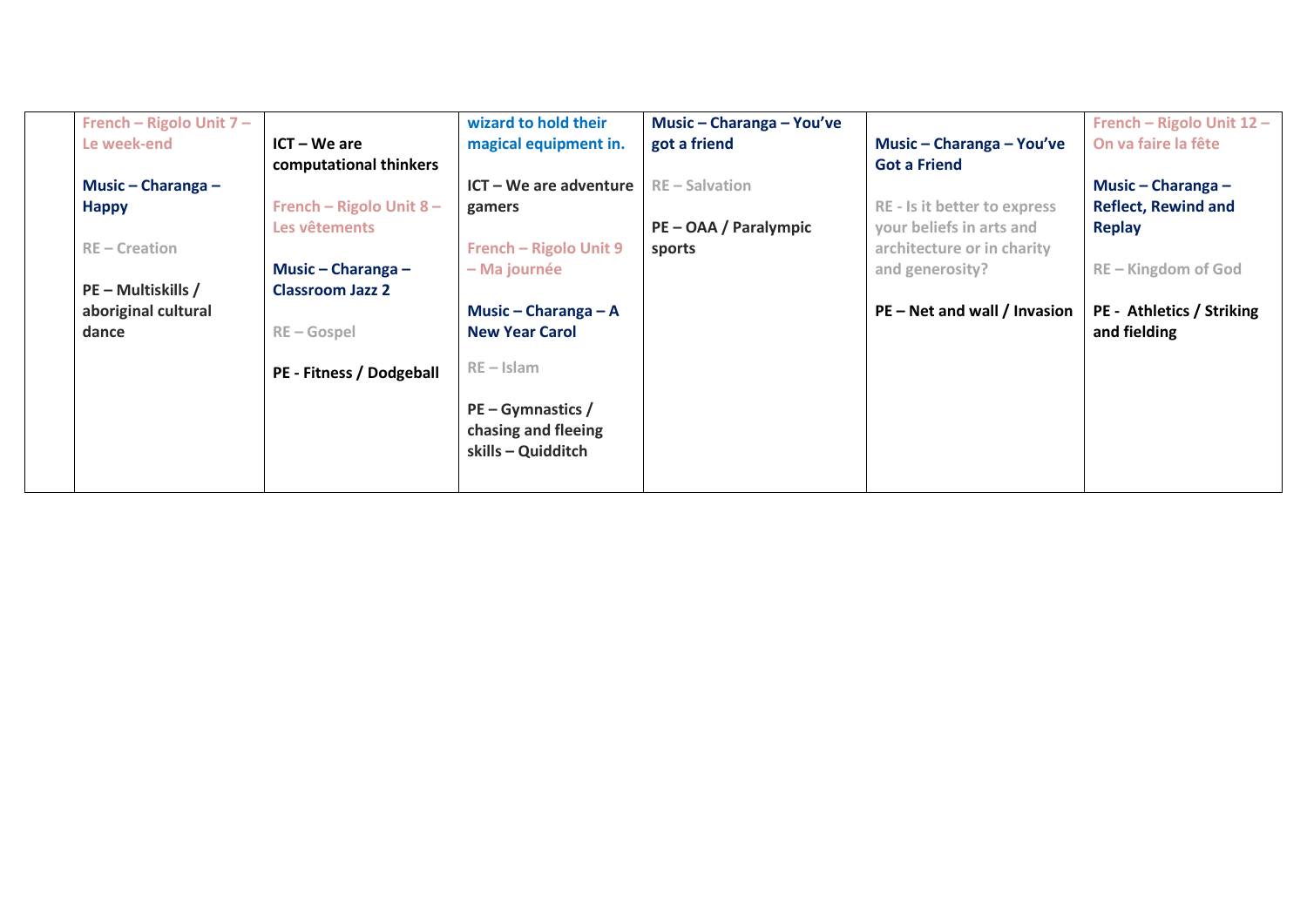| | | | | | | |
|---|---|---|---|---|---|---|
| | French – Rigolo Unit 7 – Le week-end<br><br>Music – Charanga – Happy<br><br>RE – Creation<br><br>PE – Multiskills / aboriginal cultural dance | ICT – We are computational thinkers<br><br>French – Rigolo Unit 8 – Les vêtements<br><br>Music – Charanga – Classroom Jazz 2<br><br>RE – Gospel<br><br>PE - Fitness / Dodgeball | wizard to hold their magical equipment in.<br><br>ICT – We are adventure gamers<br><br>French – Rigolo Unit 9 – Ma journée<br><br>Music – Charanga – A New Year Carol<br><br>RE – Islam<br><br>PE – Gymnastics / chasing and fleeing skills – Quidditch | Music – Charanga – You've got a friend<br><br>RE – Salvation<br><br>PE – OAA / Paralympic sports | Music – Charanga – You've Got a Friend<br><br>RE - Is it better to express your beliefs in arts and architecture or in charity and generosity?<br><br>PE – Net and wall / Invasion | French – Rigolo Unit 12 – On va faire la fête<br><br>Music – Charanga – Reflect, Rewind and Replay<br><br>RE – Kingdom of God<br><br>PE - Athletics / Striking and fielding |